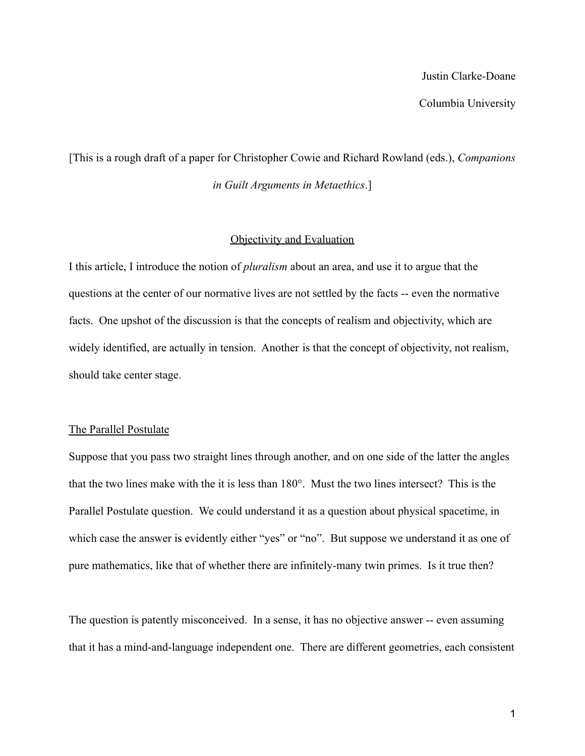Justin Clarke-Doane

Columbia University

[This is a rough draft of a paper for Christopher Cowie and Richard Rowland (eds.), *Companions in Guilt Arguments in Metaethics*.]

# Objectivity and Evaluation

I this article, I introduce the notion of *pluralism* about an area, and use it to argue that the questions at the center of our normative lives are not settled by the facts -- even the normative facts. One upshot of the discussion is that the concepts of realism and objectivity, which are widely identified, are actually in tension. Another is that the concept of objectivity, not realism, should take center stage.

## The Parallel Postulate

Suppose that you pass two straight lines through another, and on one side of the latter the angles that the two lines make with the it is less than 180°. Must the two lines intersect? This is the Parallel Postulate question. We could understand it as a question about physical spacetime, in which case the answer is evidently either "yes" or "no". But suppose we understand it as one of pure mathematics, like that of whether there are infinitely-many twin primes. Is it true then?

The question is patently misconceived. In a sense, it has no objective answer -- even assuming that it has a mind-and-language independent one. There are different geometries, each consistent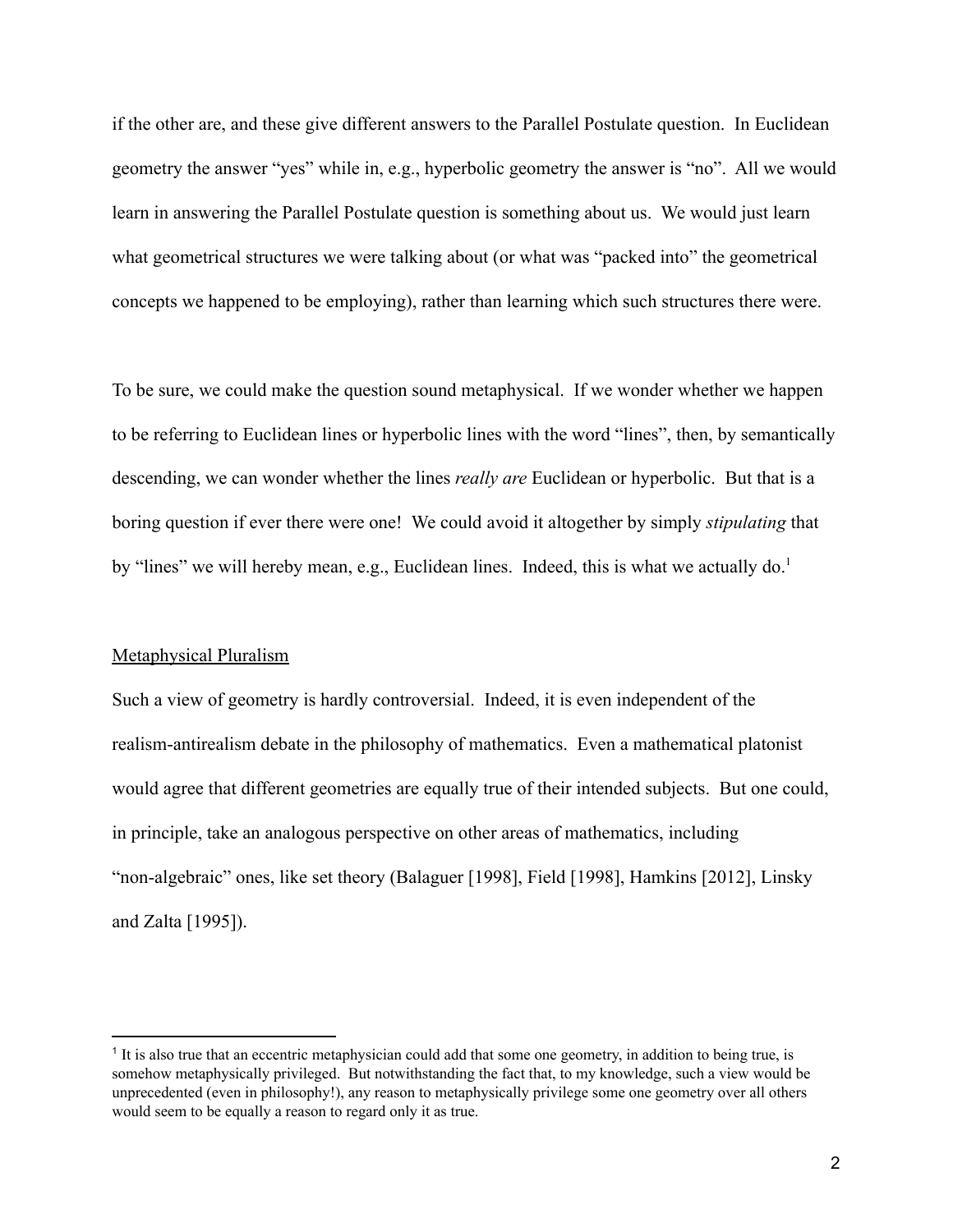if the other are, and these give different answers to the Parallel Postulate question. In Euclidean geometry the answer "yes" while in, e.g., hyperbolic geometry the answer is "no". All we would learn in answering the Parallel Postulate question is something about us. We would just learn what geometrical structures we were talking about (or what was "packed into" the geometrical concepts we happened to be employing), rather than learning which such structures there were.

To be sure, we could make the question sound metaphysical. If we wonder whether we happen to be referring to Euclidean lines or hyperbolic lines with the word "lines", then, by semantically descending, we can wonder whether the lines *really are* Euclidean or hyperbolic. But that is a boring question if ever there were one! We could avoid it altogether by simply *stipulating* that by "lines" we will hereby mean, e.g., Euclidean lines. Indeed, this is what we actually do.[1]

## Metaphysical Pluralism

Such a view of geometry is hardly controversial. Indeed, it is even independent of the realism-antirealism debate in the philosophy of mathematics. Even a mathematical platonist would agree that different geometries are equally true of their intended subjects. But one could, in principle, take an analogous perspective on other areas of mathematics, including "non-algebraic" ones, like set theory (Balaguer [1998], Field [1998], Hamkins [2012], Linsky and Zalta [1995]).

---

[1] It is also true that an eccentric metaphysician could add that some one geometry, in addition to being true, is somehow metaphysically privileged. But notwithstanding the fact that, to my knowledge, such a view would be unprecedented (even in philosophy!), any reason to metaphysically privilege some one geometry over all others would seem to be equally a reason to regard only it as true.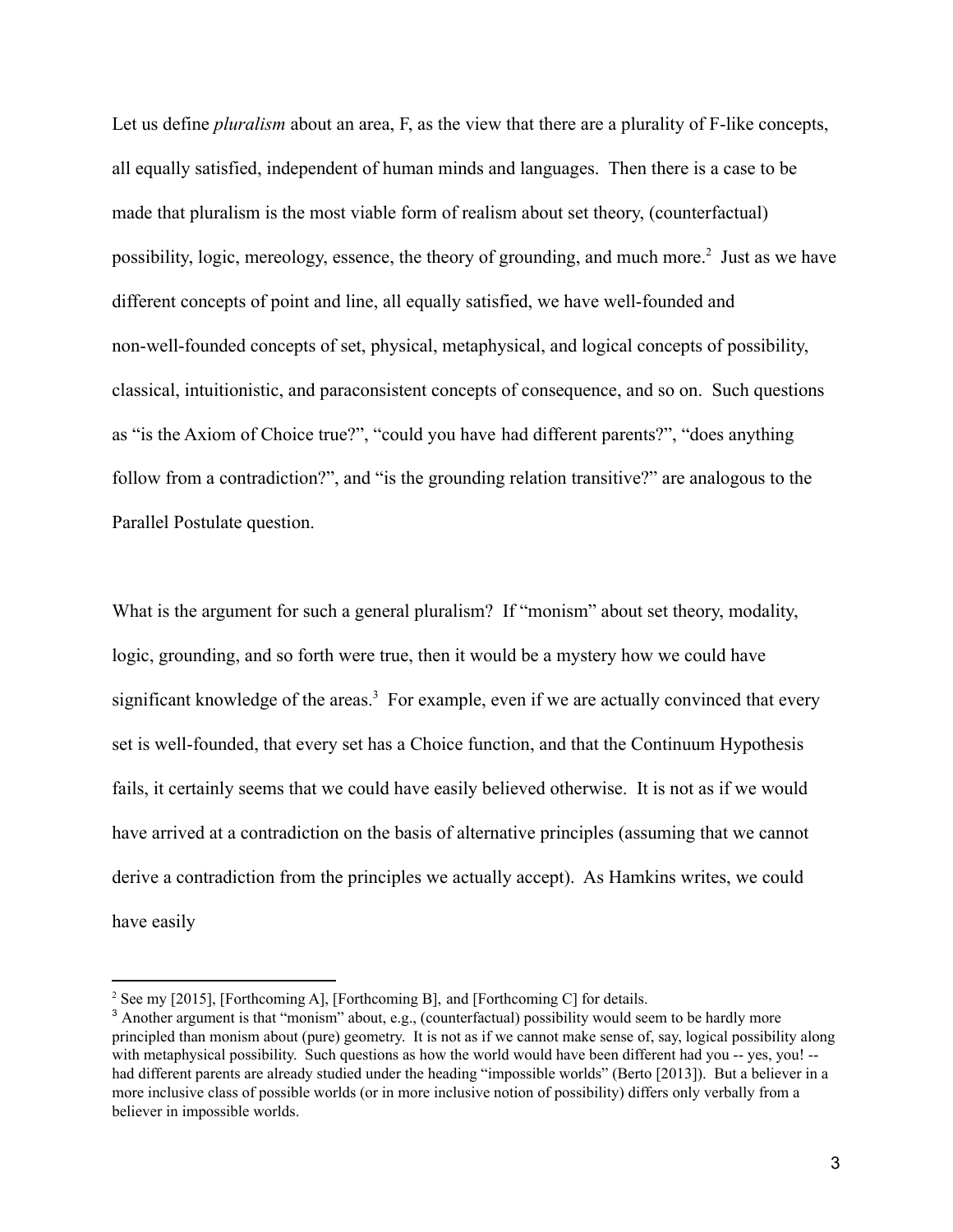Let us define *pluralism* about an area, F, as the view that there are a plurality of F-like concepts, all equally satisfied, independent of human minds and languages. Then there is a case to be made that pluralism is the most viable form of realism about set theory, (counterfactual) possibility, logic, mereology, essence, the theory of grounding, and much more.[2] Just as we have different concepts of point and line, all equally satisfied, we have well-founded and non-well-founded concepts of set, physical, metaphysical, and logical concepts of possibility, classical, intuitionistic, and paraconsistent concepts of consequence, and so on. Such questions as "is the Axiom of Choice true?", "could you have had different parents?", "does anything follow from a contradiction?", and "is the grounding relation transitive?" are analogous to the Parallel Postulate question.

What is the argument for such a general pluralism? If "monism" about set theory, modality, logic, grounding, and so forth were true, then it would be a mystery how we could have significant knowledge of the areas.[3] For example, even if we are actually convinced that every set is well-founded, that every set has a Choice function, and that the Continuum Hypothesis fails, it certainly seems that we could have easily believed otherwise. It is not as if we would have arrived at a contradiction on the basis of alternative principles (assuming that we cannot derive a contradiction from the principles we actually accept). As Hamkins writes, we could have easily

[2] See my [2015], [Forthcoming A], [Forthcoming B], and [Forthcoming C] for details.

[3] Another argument is that "monism" about, e.g., (counterfactual) possibility would seem to be hardly more principled than monism about (pure) geometry. It is not as if we cannot make sense of, say, logical possibility along with metaphysical possibility. Such questions as how the world would have been different had you -- yes, you! -- had different parents are already studied under the heading "impossible worlds" (Berto [2013]). But a believer in a more inclusive class of possible worlds (or in more inclusive notion of possibility) differs only verbally from a believer in impossible worlds.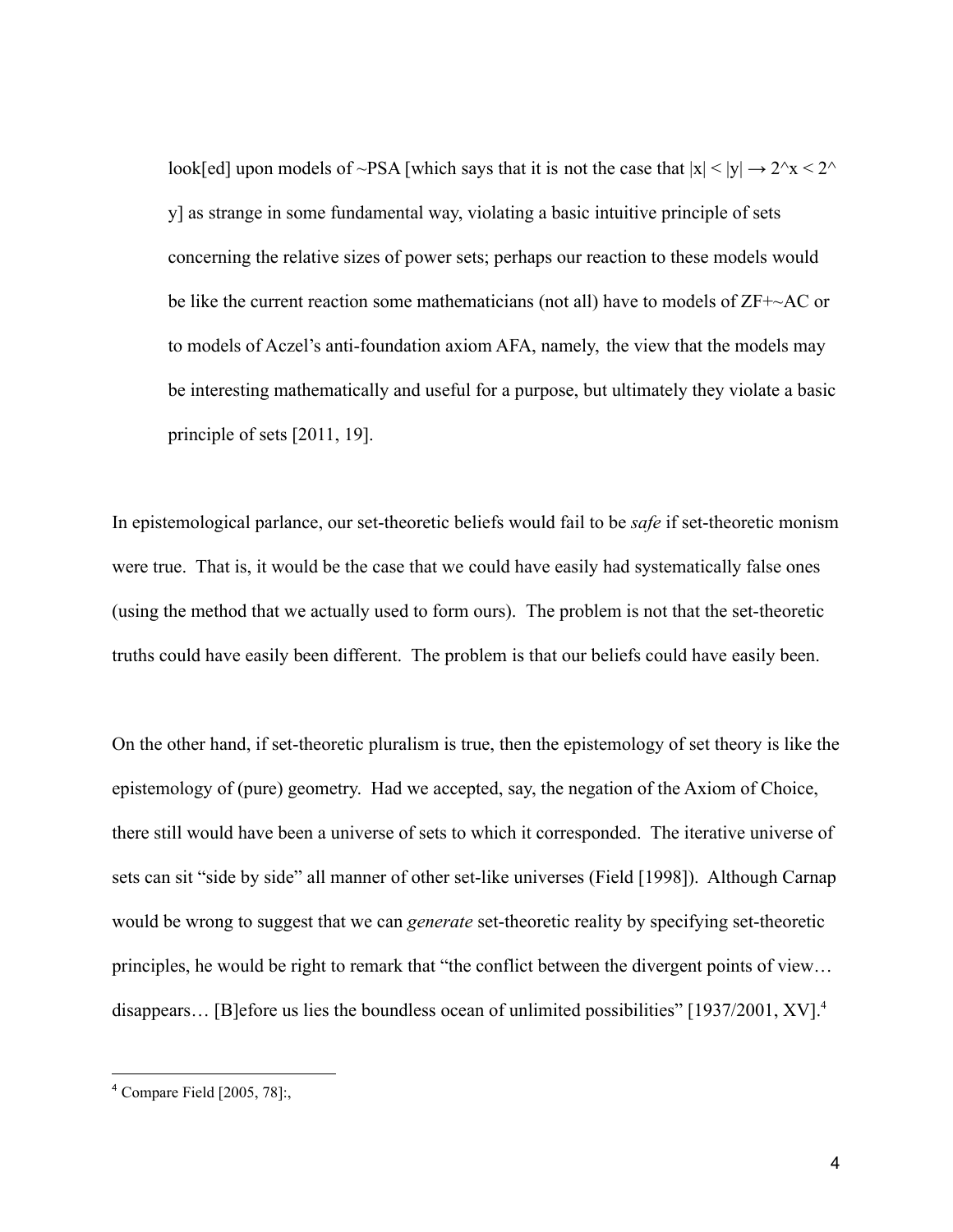> look[ed] upon models of ~PSA [which says that it is not the case that $|x| < |y| \rightarrow 2^x < 2^y$] as strange in some fundamental way, violating a basic intuitive principle of sets concerning the relative sizes of power sets; perhaps our reaction to these models would be like the current reaction some mathematicians (not all) have to models of ZF+~AC or to models of Aczel's anti-foundation axiom AFA, namely, the view that the models may be interesting mathematically and useful for a purpose, but ultimately they violate a basic principle of sets [2011, 19].

In epistemological parlance, our set-theoretic beliefs would fail to be *safe* if set-theoretic monism were true. That is, it would be the case that we could have easily had systematically false ones (using the method that we actually used to form ours). The problem is not that the set-theoretic truths could have easily been different. The problem is that our beliefs could have easily been.

On the other hand, if set-theoretic pluralism is true, then the epistemology of set theory is like the epistemology of (pure) geometry. Had we accepted, say, the negation of the Axiom of Choice, there still would have been a universe of sets to which it corresponded. The iterative universe of sets can sit "side by side" all manner of other set-like universes (Field [1998]). Although Carnap would be wrong to suggest that we can *generate* set-theoretic reality by specifying set-theoretic principles, he would be right to remark that "the conflict between the divergent points of view… disappears… [B]efore us lies the boundless ocean of unlimited possibilities" [1937/2001, XV].[4]

---

[4] Compare Field [2005, 78]:,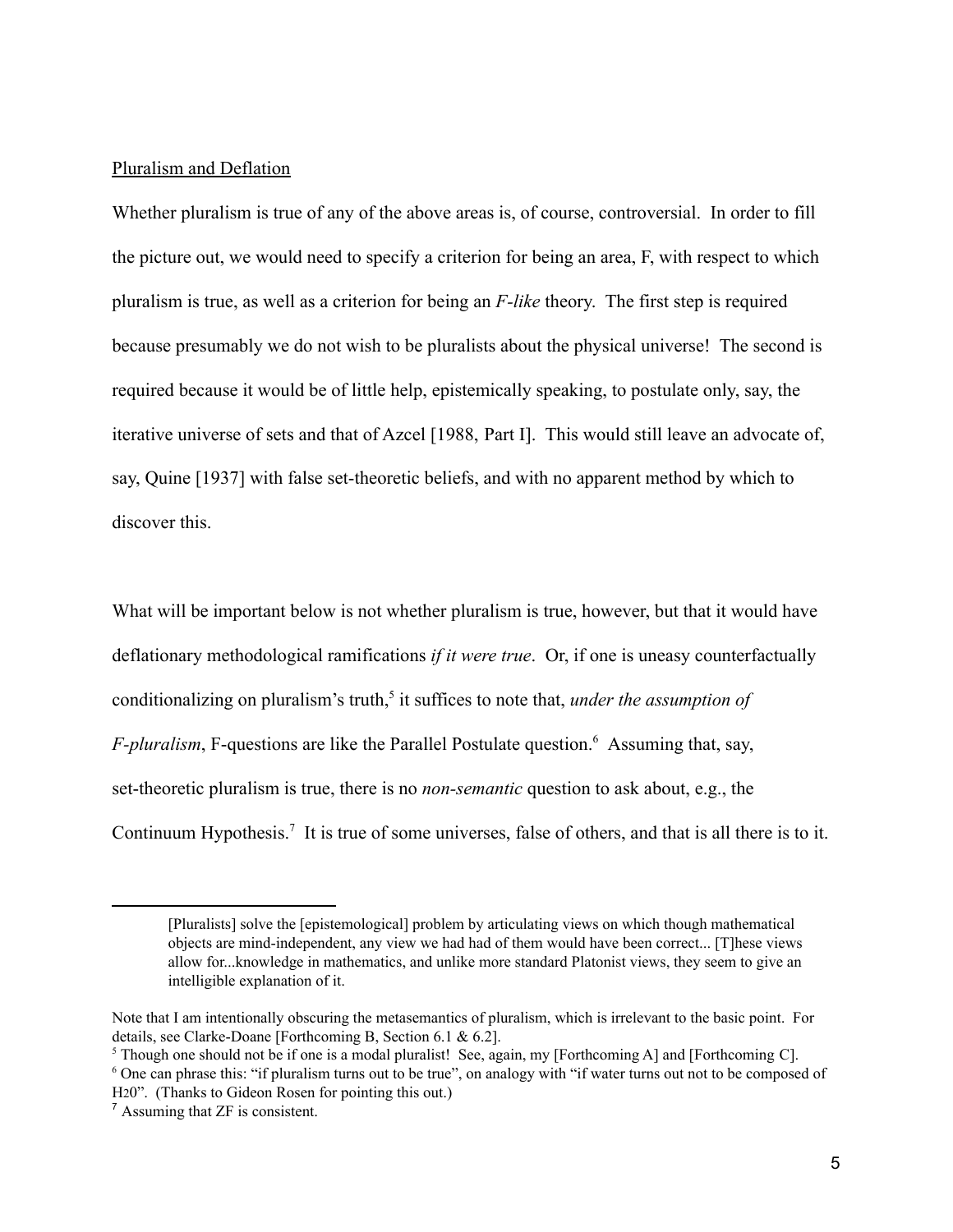Pluralism and Deflation

Whether pluralism is true of any of the above areas is, of course, controversial. In order to fill the picture out, we would need to specify a criterion for being an area, F, with respect to which pluralism is true, as well as a criterion for being an *F-like* theory. The first step is required because presumably we do not wish to be pluralists about the physical universe! The second is required because it would be of little help, epistemically speaking, to postulate only, say, the iterative universe of sets and that of Azcel [1988, Part I]. This would still leave an advocate of, say, Quine [1937] with false set-theoretic beliefs, and with no apparent method by which to discover this.

What will be important below is not whether pluralism is true, however, but that it would have deflationary methodological ramifications *if it were true*. Or, if one is uneasy counterfactually conditionalizing on pluralism's truth,[5] it suffices to note that, *under the assumption of F-pluralism*, F-questions are like the Parallel Postulate question.[6] Assuming that, say, set-theoretic pluralism is true, there is no *non-semantic* question to ask about, e.g., the Continuum Hypothesis.[7] It is true of some universes, false of others, and that is all there is to it.

---

> [Pluralists] solve the [epistemological] problem by articulating views on which though mathematical objects are mind-independent, any view we had had of them would have been correct... [T]hese views allow for...knowledge in mathematics, and unlike more standard Platonist views, they seem to give an intelligible explanation of it.

Note that I am intentionally obscuring the metasemantics of pluralism, which is irrelevant to the basic point. For details, see Clarke-Doane [Forthcoming B, Section 6.1 & 6.2].

[5] Though one should not be if one is a modal pluralist! See, again, my [Forthcoming A] and [Forthcoming C].

[6] One can phrase this: "if pluralism turns out to be true", on analogy with "if water turns out not to be composed of $H_2O$". (Thanks to Gideon Rosen for pointing this out.)

[7] Assuming that ZF is consistent.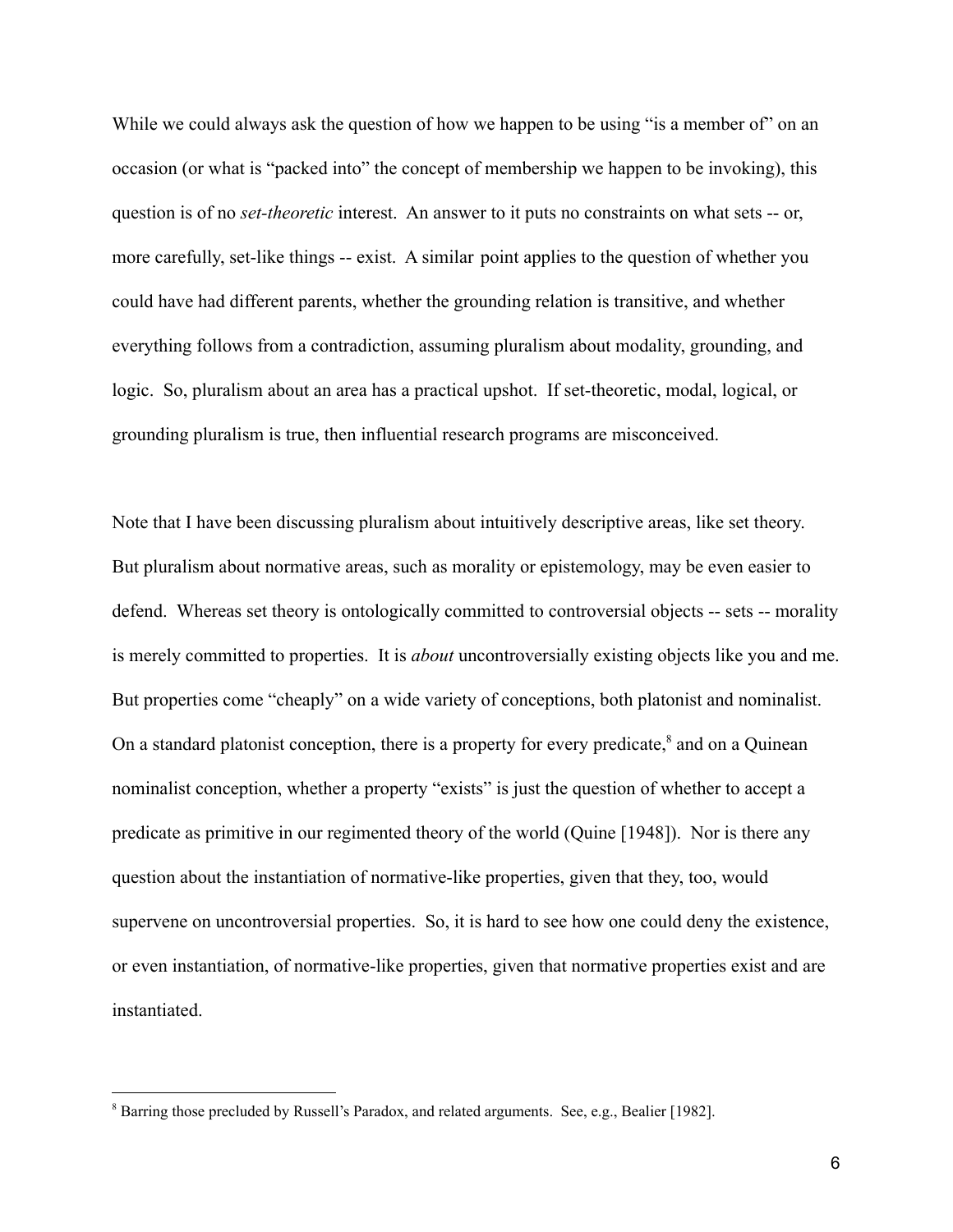While we could always ask the question of how we happen to be using "is a member of" on an occasion (or what is "packed into" the concept of membership we happen to be invoking), this question is of no *set-theoretic* interest. An answer to it puts no constraints on what sets -- or, more carefully, set-like things -- exist. A similar point applies to the question of whether you could have had different parents, whether the grounding relation is transitive, and whether everything follows from a contradiction, assuming pluralism about modality, grounding, and logic. So, pluralism about an area has a practical upshot. If set-theoretic, modal, logical, or grounding pluralism is true, then influential research programs are misconceived.

Note that I have been discussing pluralism about intuitively descriptive areas, like set theory. But pluralism about normative areas, such as morality or epistemology, may be even easier to defend. Whereas set theory is ontologically committed to controversial objects -- sets -- morality is merely committed to properties. It is *about* uncontroversially existing objects like you and me. But properties come "cheaply" on a wide variety of conceptions, both platonist and nominalist. On a standard platonist conception, there is a property for every predicate,[8] and on a Quinean nominalist conception, whether a property "exists" is just the question of whether to accept a predicate as primitive in our regimented theory of the world (Quine [1948]). Nor is there any question about the instantiation of normative-like properties, given that they, too, would supervene on uncontroversial properties. So, it is hard to see how one could deny the existence, or even instantiation, of normative-like properties, given that normative properties exist and are instantiated.

---

[8] Barring those precluded by Russell's Paradox, and related arguments. See, e.g., Bealier [1982].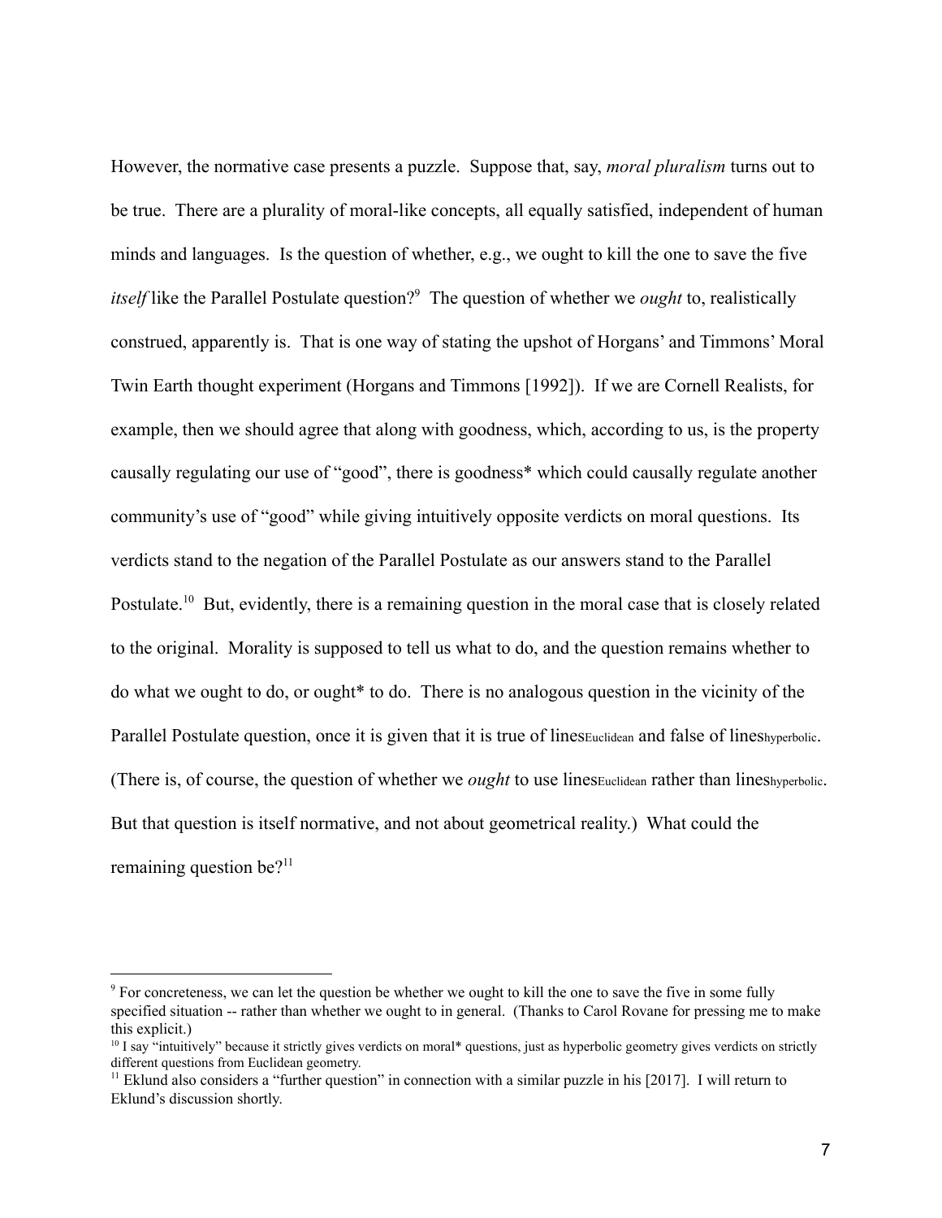However, the normative case presents a puzzle. Suppose that, say, *moral pluralism* turns out to be true. There are a plurality of moral-like concepts, all equally satisfied, independent of human minds and languages. Is the question of whether, e.g., we ought to kill the one to save the five *itself* like the Parallel Postulate question?[9] The question of whether we *ought* to, realistically construed, apparently is. That is one way of stating the upshot of Horgans' and Timmons' Moral Twin Earth thought experiment (Horgans and Timmons [1992]). If we are Cornell Realists, for example, then we should agree that along with goodness, which, according to us, is the property causally regulating our use of "good", there is goodness* which could causally regulate another community's use of "good" while giving intuitively opposite verdicts on moral questions. Its verdicts stand to the negation of the Parallel Postulate as our answers stand to the Parallel Postulate.[10] But, evidently, there is a remaining question in the moral case that is closely related to the original. Morality is supposed to tell us what to do, and the question remains whether to do what we ought to do, or ought* to do. There is no analogous question in the vicinity of the Parallel Postulate question, once it is given that it is true of $\text{lines}_{\text{Euclidean}}$ and false of $\text{lines}_{\text{hyperbolic}}$. (There is, of course, the question of whether we *ought* to use $\text{lines}_{\text{Euclidean}}$ rather than $\text{lines}_{\text{hyperbolic}}$. But that question is itself normative, and not about geometrical reality.) What could the remaining question be?[11]

---

[9] For concreteness, we can let the question be whether we ought to kill the one to save the five in some fully specified situation -- rather than whether we ought to in general. (Thanks to Carol Rovane for pressing me to make this explicit.)

[10] I say "intuitively" because it strictly gives verdicts on moral* questions, just as hyperbolic geometry gives verdicts on strictly different questions from Euclidean geometry.

[11] Eklund also considers a "further question" in connection with a similar puzzle in his [2017]. I will return to Eklund's discussion shortly.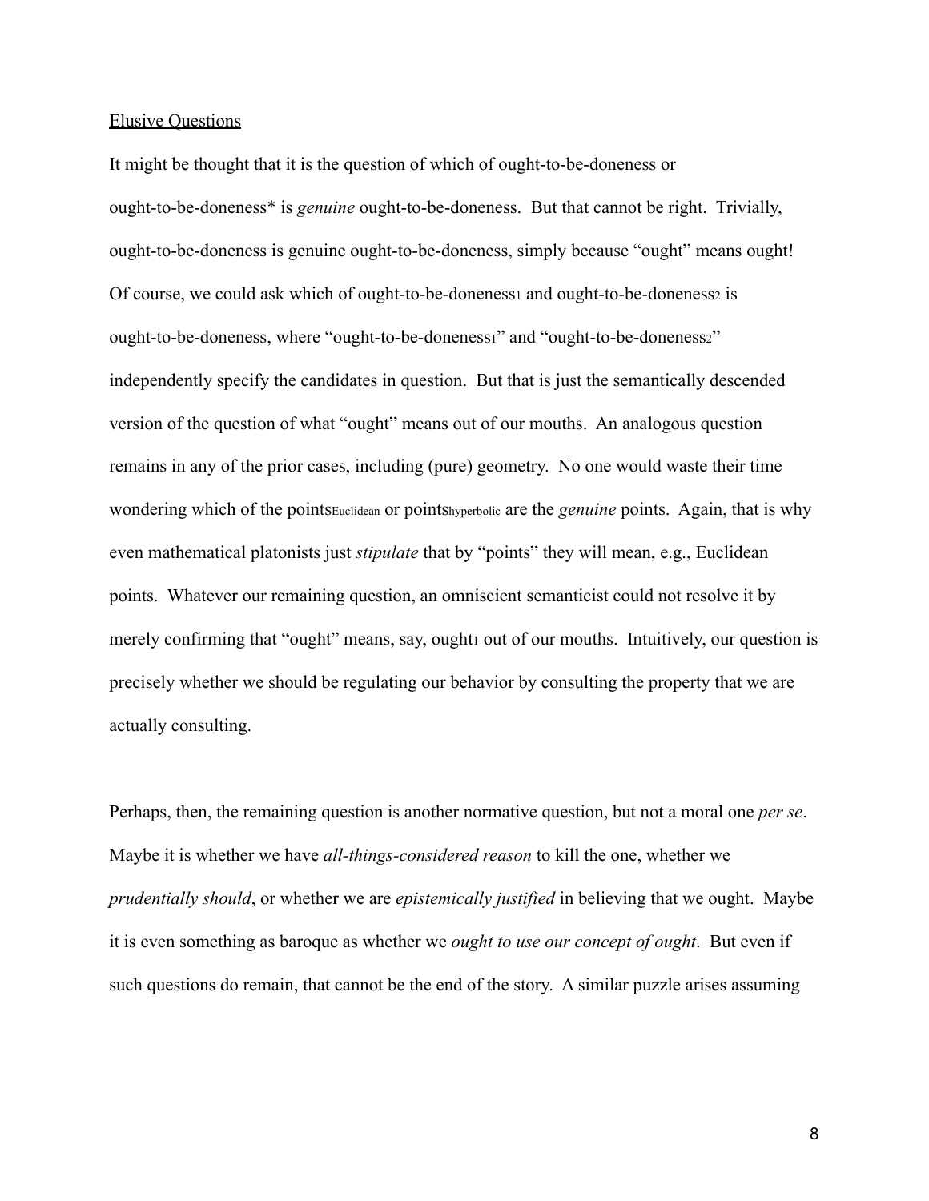<u>Elusive Questions</u>

It might be thought that it is the question of which of ought-to-be-doneness or ought-to-be-doneness* is *genuine* ought-to-be-doneness. But that cannot be right. Trivially, ought-to-be-doneness is genuine ought-to-be-doneness, simply because "ought" means ought! Of course, we could ask which of ought-to-be-doneness$_1$ and ought-to-be-doneness$_2$ is ought-to-be-doneness, where "ought-to-be-doneness$_1$" and "ought-to-be-doneness$_2$" independently specify the candidates in question. But that is just the semantically descended version of the question of what "ought" means out of our mouths. An analogous question remains in any of the prior cases, including (pure) geometry. No one would waste their time wondering which of the points$_{Euclidean}$ or points$_{hyperbolic}$ are the *genuine* points. Again, that is why even mathematical platonists just *stipulate* that by "points" they will mean, e.g., Euclidean points. Whatever our remaining question, an omniscient semanticist could not resolve it by merely confirming that "ought" means, say, ought$_1$ out of our mouths. Intuitively, our question is precisely whether we should be regulating our behavior by consulting the property that we are actually consulting.

Perhaps, then, the remaining question is another normative question, but not a moral one *per se*. Maybe it is whether we have *all-things-considered reason* to kill the one, whether we *prudentially should*, or whether we are *epistemically justified* in believing that we ought. Maybe it is even something as baroque as whether we *ought to use our concept of ought*. But even if such questions do remain, that cannot be the end of the story. A similar puzzle arises assuming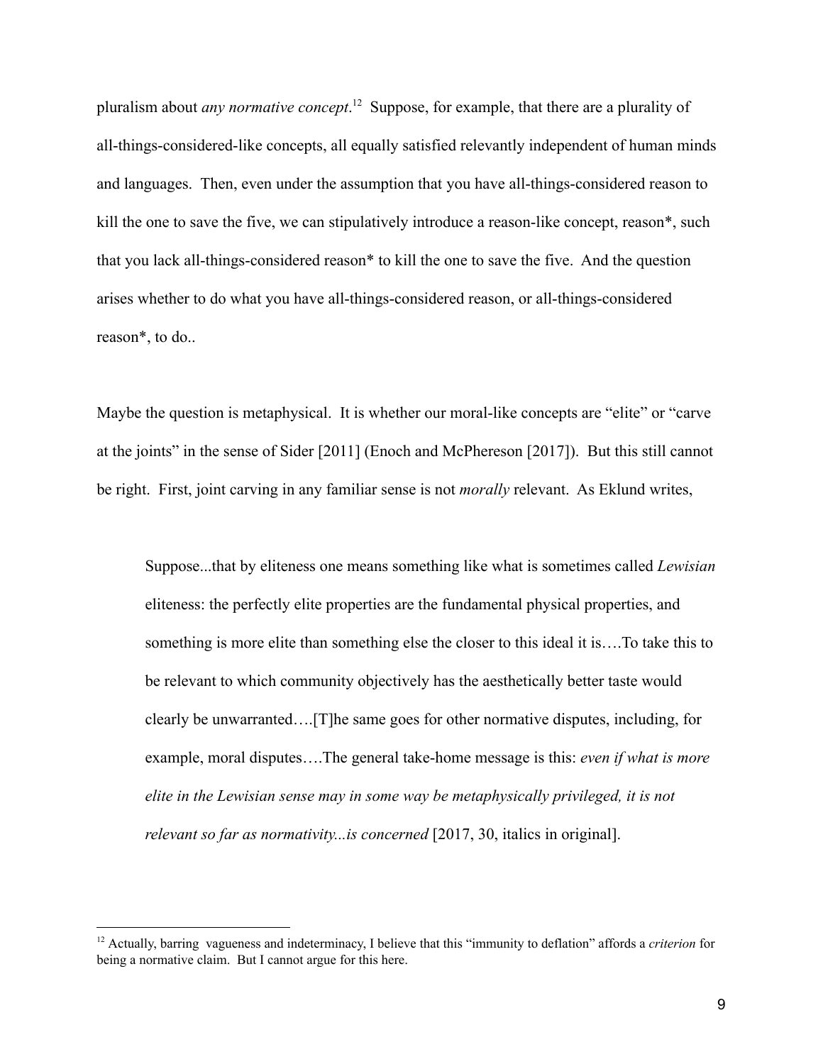pluralism about *any normative concept*.[12] Suppose, for example, that there are a plurality of all-things-considered-like concepts, all equally satisfied relevantly independent of human minds and languages. Then, even under the assumption that you have all-things-considered reason to kill the one to save the five, we can stipulatively introduce a reason-like concept, reason*, such that you lack all-things-considered reason* to kill the one to save the five. And the question arises whether to do what you have all-things-considered reason, or all-things-considered reason*, to do..

Maybe the question is metaphysical. It is whether our moral-like concepts are "elite" or "carve at the joints" in the sense of Sider [2011] (Enoch and McPhereson [2017]). But this still cannot be right. First, joint carving in any familiar sense is not *morally* relevant. As Eklund writes,

> Suppose...that by eliteness one means something like what is sometimes called *Lewisian* eliteness: the perfectly elite properties are the fundamental physical properties, and something is more elite than something else the closer to this ideal it is….To take this to be relevant to which community objectively has the aesthetically better taste would clearly be unwarranted….[T]he same goes for other normative disputes, including, for example, moral disputes….The general take-home message is this: *even if what is more elite in the Lewisian sense may in some way be metaphysically privileged, it is not relevant so far as normativity...is concerned* [2017, 30, italics in original].

[12] Actually, barring vagueness and indeterminacy, I believe that this "immunity to deflation" affords a *criterion* for being a normative claim. But I cannot argue for this here.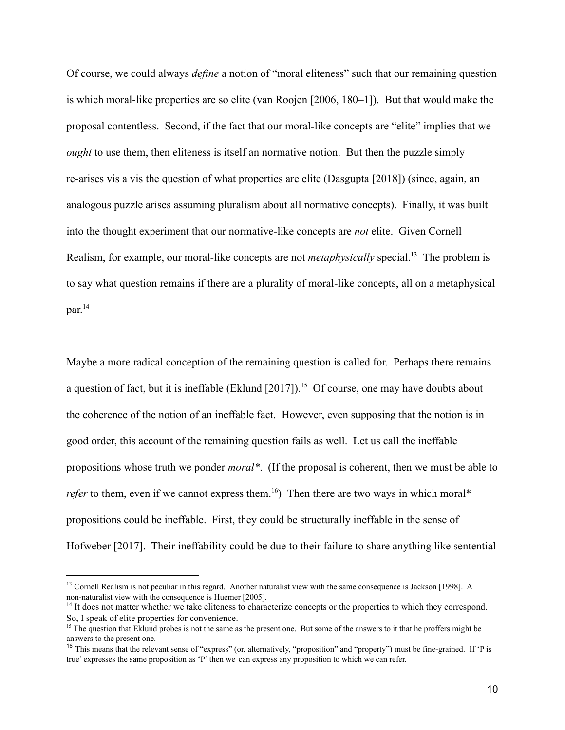Of course, we could always *define* a notion of "moral eliteness" such that our remaining question is which moral-like properties are so elite (van Roojen [2006, 180–1]). But that would make the proposal contentless. Second, if the fact that our moral-like concepts are "elite" implies that we *ought* to use them, then eliteness is itself an normative notion. But then the puzzle simply re-arises vis a vis the question of what properties are elite (Dasgupta [2018]) (since, again, an analogous puzzle arises assuming pluralism about all normative concepts). Finally, it was built into the thought experiment that our normative-like concepts are *not* elite. Given Cornell Realism, for example, our moral-like concepts are not *metaphysically* special.[13] The problem is to say what question remains if there are a plurality of moral-like concepts, all on a metaphysical par.[14]

Maybe a more radical conception of the remaining question is called for. Perhaps there remains a question of fact, but it is ineffable (Eklund [2017]).[15] Of course, one may have doubts about the coherence of the notion of an ineffable fact. However, even supposing that the notion is in good order, this account of the remaining question fails as well. Let us call the ineffable propositions whose truth we ponder *moral\**. (If the proposal is coherent, then we must be able to *refer* to them, even if we cannot express them.[16]) Then there are two ways in which moral* propositions could be ineffable. First, they could be structurally ineffable in the sense of Hofweber [2017]. Their ineffability could be due to their failure to share anything like sentential

---

[13] Cornell Realism is not peculiar in this regard. Another naturalist view with the same consequence is Jackson [1998]. A non-naturalist view with the consequence is Huemer [2005].

[14] It does not matter whether we take eliteness to characterize concepts or the properties to which they correspond. So, I speak of elite properties for convenience.

[15] The question that Eklund probes is not the same as the present one. But some of the answers to it that he proffers might be answers to the present one.

[16] This means that the relevant sense of "express" (or, alternatively, "proposition" and "property") must be fine-grained. If 'P is true' expresses the same proposition as 'P' then we can express any proposition to which we can refer.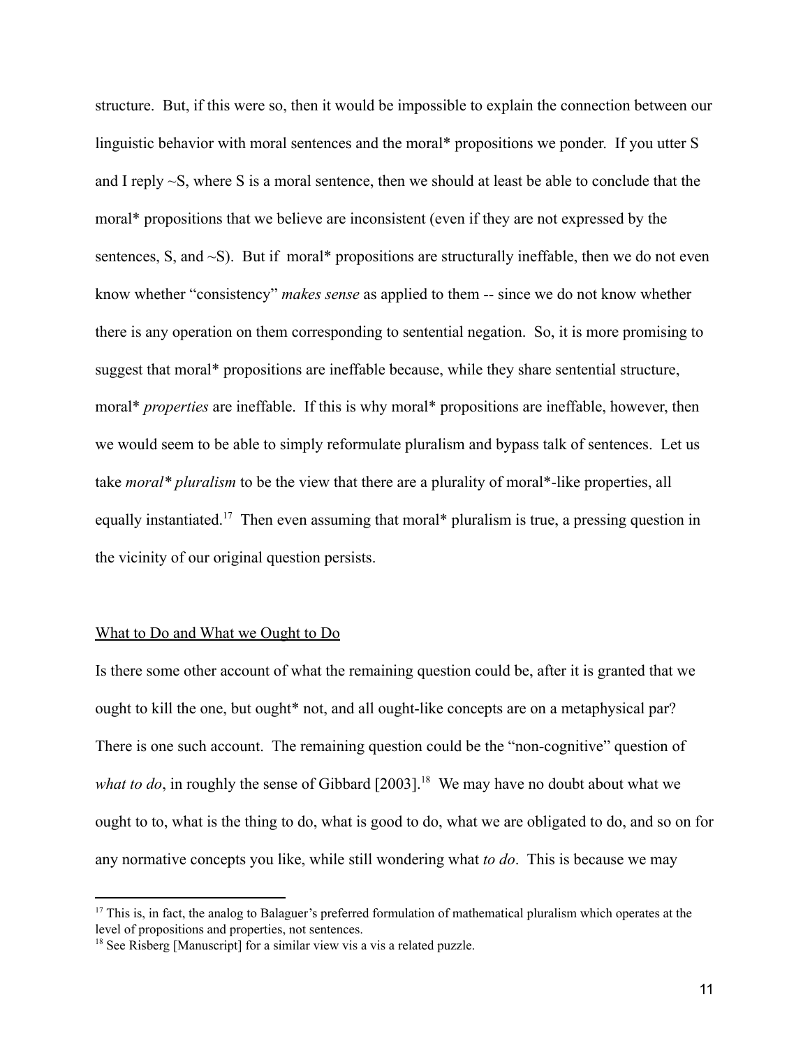structure. But, if this were so, then it would be impossible to explain the connection between our linguistic behavior with moral sentences and the moral* propositions we ponder. If you utter S and I reply ~S, where S is a moral sentence, then we should at least be able to conclude that the moral* propositions that we believe are inconsistent (even if they are not expressed by the sentences, S, and ~S). But if moral* propositions are structurally ineffable, then we do not even know whether "consistency" *makes sense* as applied to them -- since we do not know whether there is any operation on them corresponding to sentential negation. So, it is more promising to suggest that moral* propositions are ineffable because, while they share sentential structure, moral* *properties* are ineffable. If this is why moral* propositions are ineffable, however, then we would seem to be able to simply reformulate pluralism and bypass talk of sentences. Let us take *moral* pluralism* to be the view that there are a plurality of moral*-like properties, all equally instantiated.[17] Then even assuming that moral* pluralism is true, a pressing question in the vicinity of our original question persists.

## What to Do and What we Ought to Do

Is there some other account of what the remaining question could be, after it is granted that we ought to kill the one, but ought* not, and all ought-like concepts are on a metaphysical par? There is one such account. The remaining question could be the "non-cognitive" question of *what to do*, in roughly the sense of Gibbard [2003].[18] We may have no doubt about what we ought to to, what is the thing to do, what is good to do, what we are obligated to do, and so on for any normative concepts you like, while still wondering what *to do*. This is because we may

[17] This is, in fact, the analog to Balaguer's preferred formulation of mathematical pluralism which operates at the level of propositions and properties, not sentences.

[18] See Risberg [Manuscript] for a similar view vis a vis a related puzzle.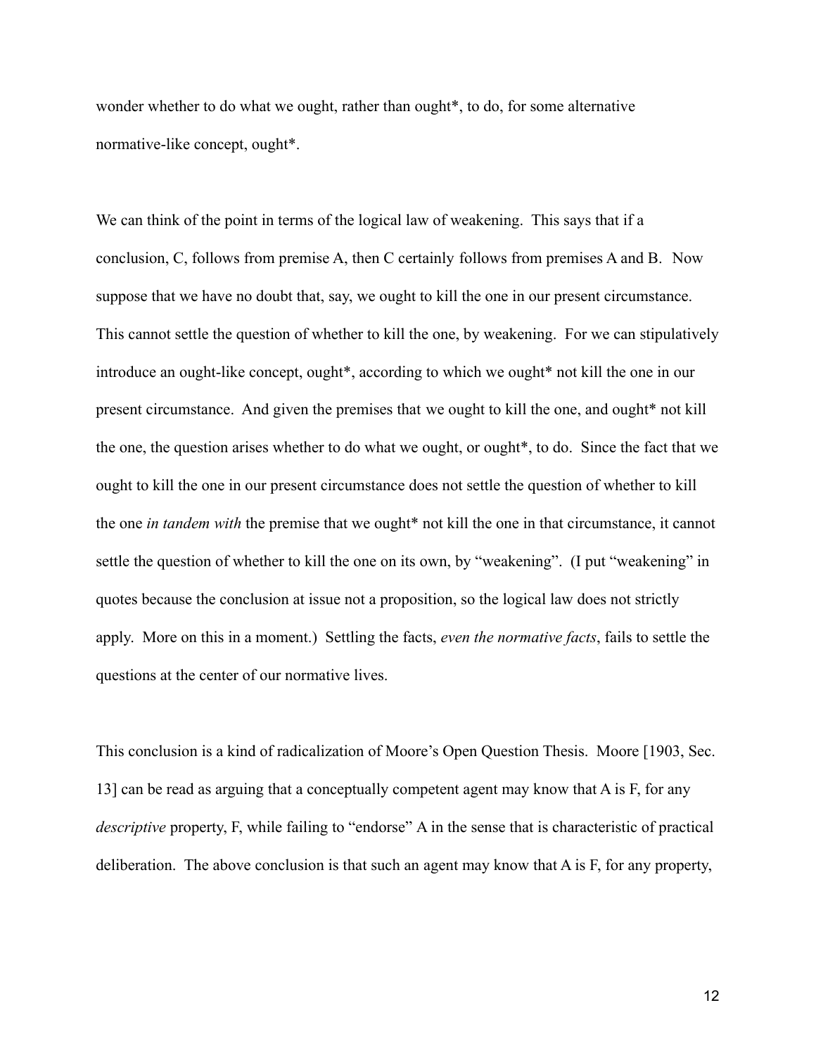wonder whether to do what we ought, rather than ought*, to do, for some alternative normative-like concept, ought*.

We can think of the point in terms of the logical law of weakening. This says that if a conclusion, C, follows from premise A, then C certainly follows from premises A and B. Now suppose that we have no doubt that, say, we ought to kill the one in our present circumstance. This cannot settle the question of whether to kill the one, by weakening. For we can stipulatively introduce an ought-like concept, ought*, according to which we ought* not kill the one in our present circumstance. And given the premises that we ought to kill the one, and ought* not kill the one, the question arises whether to do what we ought, or ought*, to do. Since the fact that we ought to kill the one in our present circumstance does not settle the question of whether to kill the one *in tandem with* the premise that we ought* not kill the one in that circumstance, it cannot settle the question of whether to kill the one on its own, by "weakening". (I put "weakening" in quotes because the conclusion at issue not a proposition, so the logical law does not strictly apply. More on this in a moment.) Settling the facts, *even the normative facts*, fails to settle the questions at the center of our normative lives.

This conclusion is a kind of radicalization of Moore's Open Question Thesis. Moore [1903, Sec. 13] can be read as arguing that a conceptually competent agent may know that A is F, for any *descriptive* property, F, while failing to "endorse" A in the sense that is characteristic of practical deliberation. The above conclusion is that such an agent may know that A is F, for any property,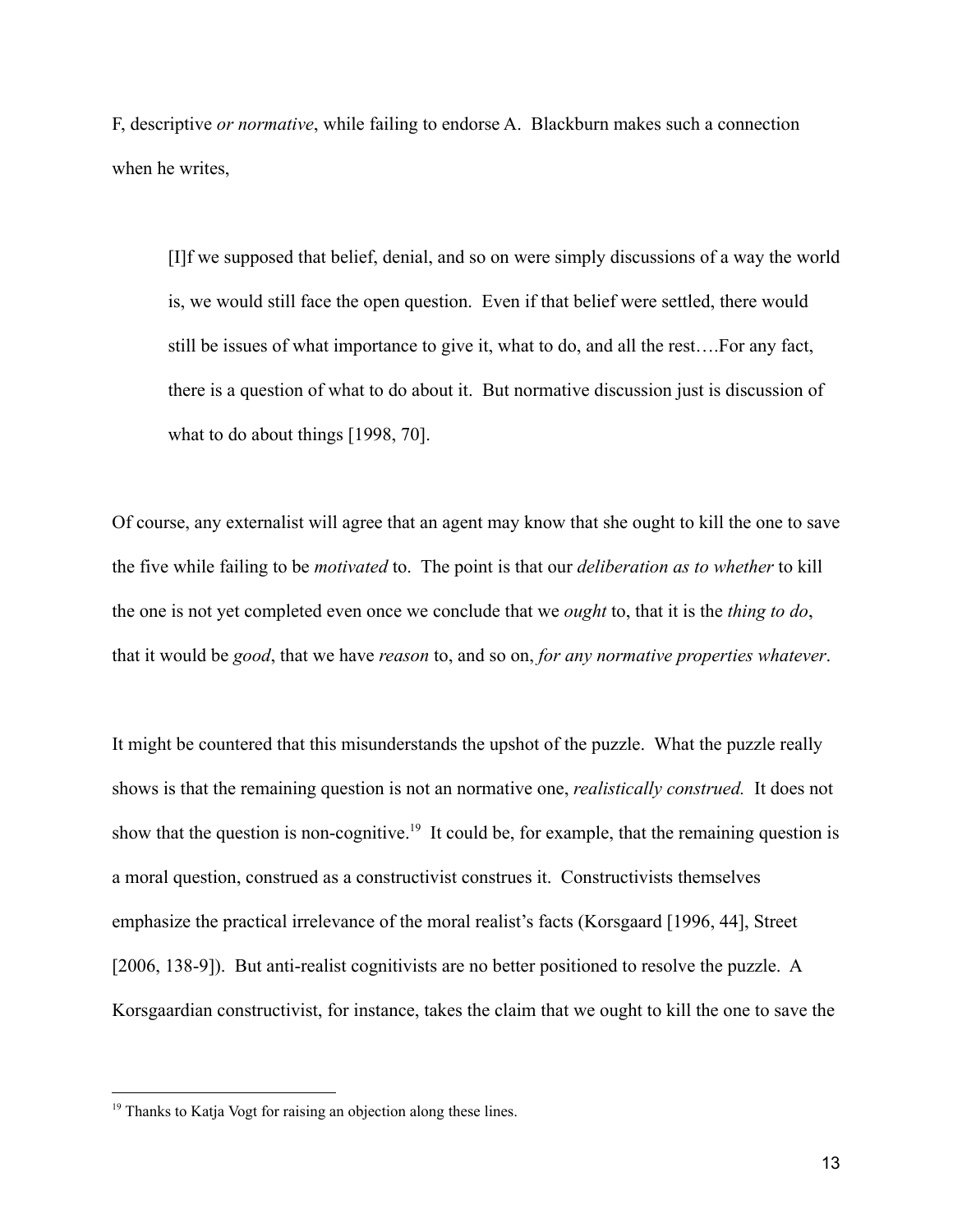F, descriptive *or normative*, while failing to endorse A. Blackburn makes such a connection when he writes,

> [I]f we supposed that belief, denial, and so on were simply discussions of a way the world is, we would still face the open question. Even if that belief were settled, there would still be issues of what importance to give it, what to do, and all the rest….For any fact, there is a question of what to do about it. But normative discussion just is discussion of what to do about things [1998, 70].

Of course, any externalist will agree that an agent may know that she ought to kill the one to save the five while failing to be *motivated* to. The point is that our *deliberation as to whether* to kill the one is not yet completed even once we conclude that we *ought* to, that it is the *thing to do*, that it would be *good*, that we have *reason* to, and so on, *for any normative properties whatever*.

It might be countered that this misunderstands the upshot of the puzzle. What the puzzle really shows is that the remaining question is not an normative one, *realistically construed.* It does not show that the question is non-cognitive.[19] It could be, for example, that the remaining question is a moral question, construed as a constructivist construes it. Constructivists themselves emphasize the practical irrelevance of the moral realist's facts (Korsgaard [1996, 44], Street [2006, 138-9]). But anti-realist cognitivists are no better positioned to resolve the puzzle. A Korsgaardian constructivist, for instance, takes the claim that we ought to kill the one to save the

[19] Thanks to Katja Vogt for raising an objection along these lines.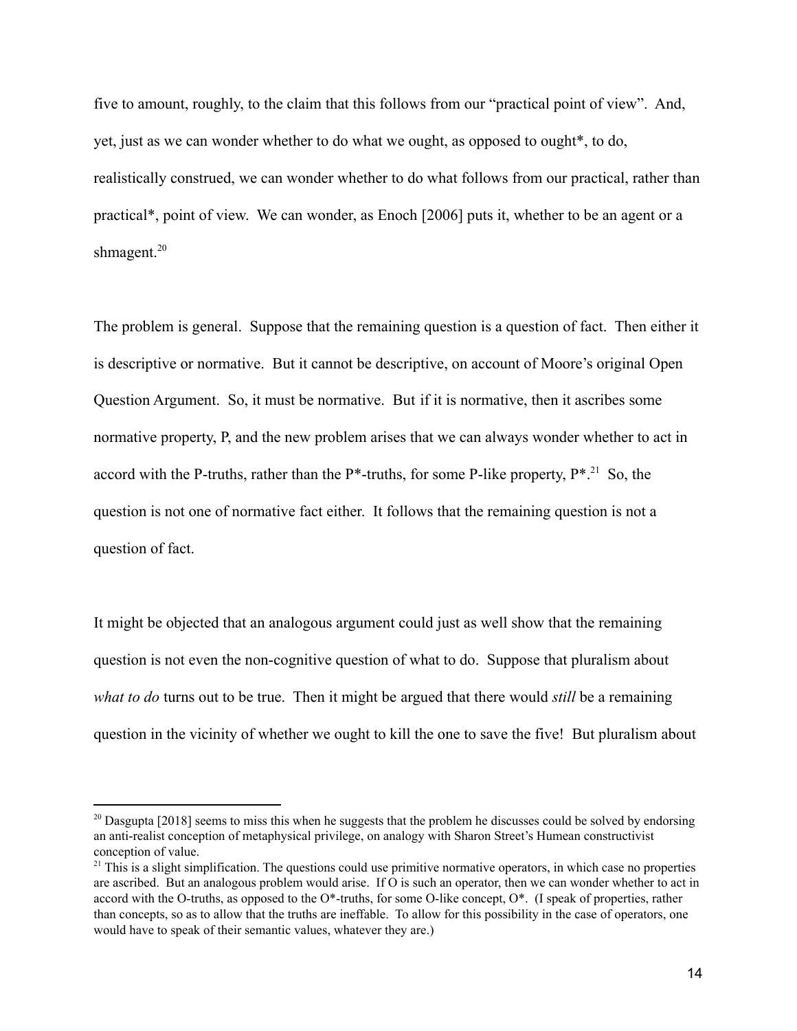five to amount, roughly, to the claim that this follows from our "practical point of view". And, yet, just as we can wonder whether to do what we ought, as opposed to ought*, to do, realistically construed, we can wonder whether to do what follows from our practical, rather than practical*, point of view. We can wonder, as Enoch [2006] puts it, whether to be an agent or a shmagent.[20]

The problem is general. Suppose that the remaining question is a question of fact. Then either it is descriptive or normative. But it cannot be descriptive, on account of Moore's original Open Question Argument. So, it must be normative. But if it is normative, then it ascribes some normative property, P, and the new problem arises that we can always wonder whether to act in accord with the P-truths, rather than the P*-truths, for some P-like property, P*.[21] So, the question is not one of normative fact either. It follows that the remaining question is not a question of fact.

It might be objected that an analogous argument could just as well show that the remaining question is not even the non-cognitive question of what to do. Suppose that pluralism about *what to do* turns out to be true. Then it might be argued that there would *still* be a remaining question in the vicinity of whether we ought to kill the one to save the five! But pluralism about

---

[20] Dasgupta [2018] seems to miss this when he suggests that the problem he discusses could be solved by endorsing an anti-realist conception of metaphysical privilege, on analogy with Sharon Street's Humean constructivist conception of value.

[21] This is a slight simplification. The questions could use primitive normative operators, in which case no properties are ascribed. But an analogous problem would arise. If O is such an operator, then we can wonder whether to act in accord with the O-truths, as opposed to the O*-truths, for some O-like concept, O*. (I speak of properties, rather than concepts, so as to allow that the truths are ineffable. To allow for this possibility in the case of operators, one would have to speak of their semantic values, whatever they are.)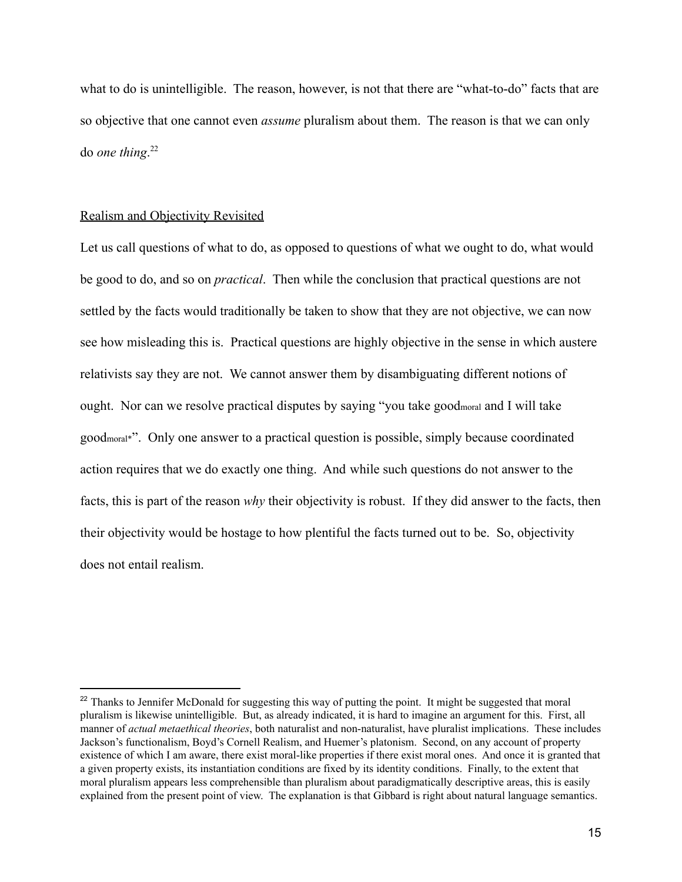what to do is unintelligible. The reason, however, is not that there are "what-to-do" facts that are so objective that one cannot even *assume* pluralism about them. The reason is that we can only do *one thing*.[22]

## Realism and Objectivity Revisited

Let us call questions of what to do, as opposed to questions of what we ought to do, what would be good to do, and so on *practical*. Then while the conclusion that practical questions are not settled by the facts would traditionally be taken to show that they are not objective, we can now see how misleading this is. Practical questions are highly objective in the sense in which austere relativists say they are not. We cannot answer them by disambiguating different notions of ought. Nor can we resolve practical disputes by saying "you take good$_{moral}$ and I will take good$_{moral*}$". Only one answer to a practical question is possible, simply because coordinated action requires that we do exactly one thing. And while such questions do not answer to the facts, this is part of the reason *why* their objectivity is robust. If they did answer to the facts, then their objectivity would be hostage to how plentiful the facts turned out to be. So, objectivity does not entail realism.

---

[22] Thanks to Jennifer McDonald for suggesting this way of putting the point. It might be suggested that moral pluralism is likewise unintelligible. But, as already indicated, it is hard to imagine an argument for this. First, all manner of *actual metaethical theories*, both naturalist and non-naturalist, have pluralist implications. These includes Jackson's functionalism, Boyd's Cornell Realism, and Huemer's platonism. Second, on any account of property existence of which I am aware, there exist moral-like properties if there exist moral ones. And once it is granted that a given property exists, its instantiation conditions are fixed by its identity conditions. Finally, to the extent that moral pluralism appears less comprehensible than pluralism about paradigmatically descriptive areas, this is easily explained from the present point of view. The explanation is that Gibbard is right about natural language semantics.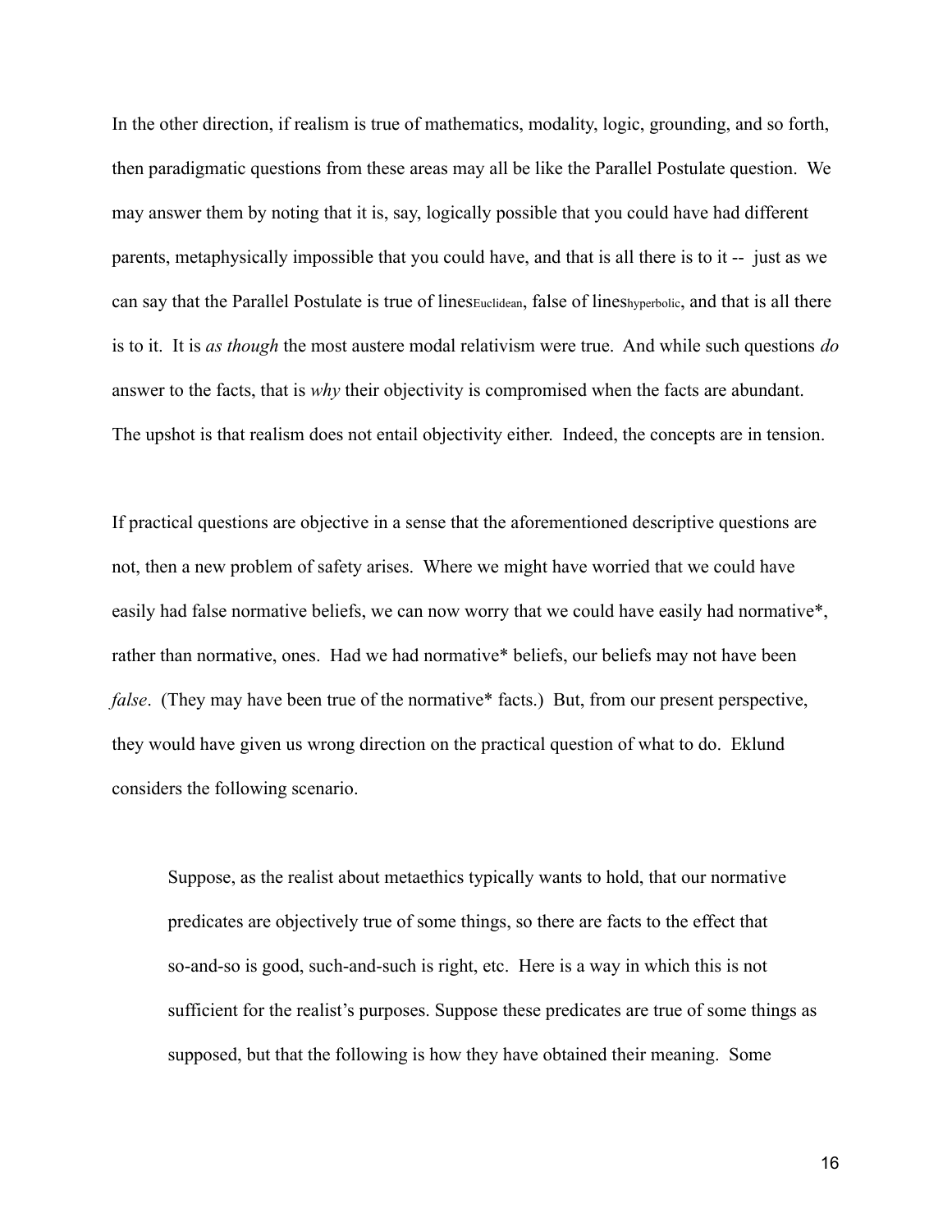In the other direction, if realism is true of mathematics, modality, logic, grounding, and so forth, then paradigmatic questions from these areas may all be like the Parallel Postulate question. We may answer them by noting that it is, say, logically possible that you could have had different parents, metaphysically impossible that you could have, and that is all there is to it -- just as we can say that the Parallel Postulate is true of $\text{lines}_{\text{Euclidean}}$, false of $\text{lines}_{\text{hyperbolic}}$, and that is all there is to it. It is *as though* the most austere modal relativism were true. And while such questions *do* answer to the facts, that is *why* their objectivity is compromised when the facts are abundant. The upshot is that realism does not entail objectivity either. Indeed, the concepts are in tension.

If practical questions are objective in a sense that the aforementioned descriptive questions are not, then a new problem of safety arises. Where we might have worried that we could have easily had false normative beliefs, we can now worry that we could have easily had normative*, rather than normative, ones. Had we had normative* beliefs, our beliefs may not have been *false*. (They may have been true of the normative* facts.) But, from our present perspective, they would have given us wrong direction on the practical question of what to do. Eklund considers the following scenario.

> Suppose, as the realist about metaethics typically wants to hold, that our normative predicates are objectively true of some things, so there are facts to the effect that so-and-so is good, such-and-such is right, etc. Here is a way in which this is not sufficient for the realist's purposes. Suppose these predicates are true of some things as supposed, but that the following is how they have obtained their meaning. Some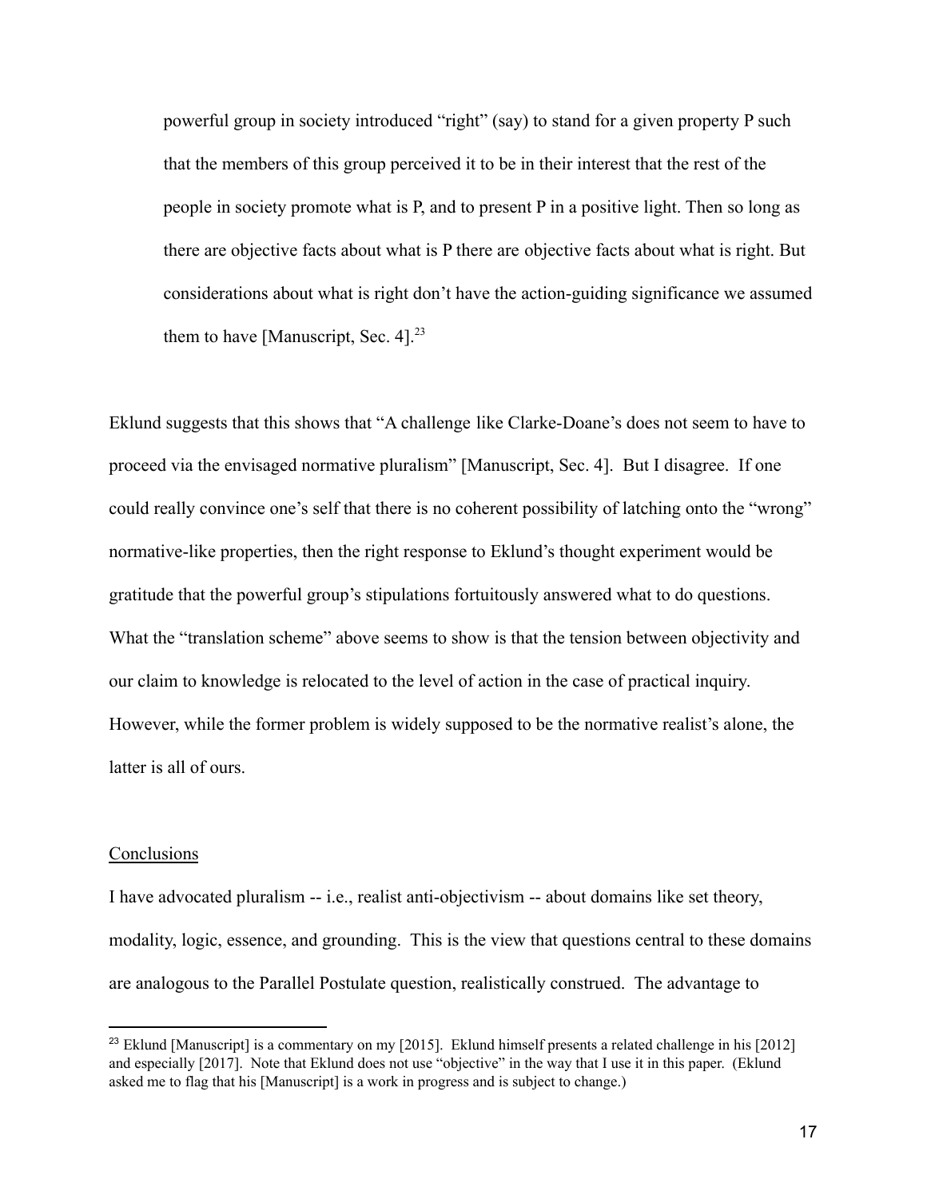> powerful group in society introduced "right" (say) to stand for a given property P such that the members of this group perceived it to be in their interest that the rest of the people in society promote what is P, and to present P in a positive light. Then so long as there are objective facts about what is P there are objective facts about what is right. But considerations about what is right don't have the action-guiding significance we assumed them to have [Manuscript, Sec. 4].[23]

Eklund suggests that this shows that "A challenge like Clarke-Doane's does not seem to have to proceed via the envisaged normative pluralism" [Manuscript, Sec. 4]. But I disagree. If one could really convince one's self that there is no coherent possibility of latching onto the "wrong" normative-like properties, then the right response to Eklund's thought experiment would be gratitude that the powerful group's stipulations fortuitously answered what to do questions. What the "translation scheme" above seems to show is that the tension between objectivity and our claim to knowledge is relocated to the level of action in the case of practical inquiry. However, while the former problem is widely supposed to be the normative realist's alone, the latter is all of ours.

## Conclusions

I have advocated pluralism -- i.e., realist anti-objectivism -- about domains like set theory, modality, logic, essence, and grounding. This is the view that questions central to these domains are analogous to the Parallel Postulate question, realistically construed. The advantage to

[23] Eklund [Manuscript] is a commentary on my [2015]. Eklund himself presents a related challenge in his [2012] and especially [2017]. Note that Eklund does not use "objective" in the way that I use it in this paper. (Eklund asked me to flag that his [Manuscript] is a work in progress and is subject to change.)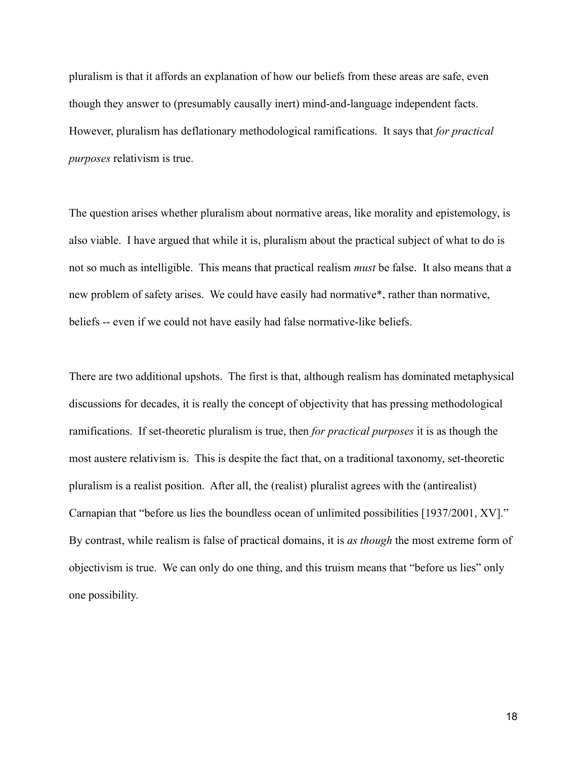pluralism is that it affords an explanation of how our beliefs from these areas are safe, even though they answer to (presumably causally inert) mind-and-language independent facts. However, pluralism has deflationary methodological ramifications. It says that *for practical purposes* relativism is true.

The question arises whether pluralism about normative areas, like morality and epistemology, is also viable. I have argued that while it is, pluralism about the practical subject of what to do is not so much as intelligible. This means that practical realism *must* be false. It also means that a new problem of safety arises. We could have easily had normative*, rather than normative, beliefs -- even if we could not have easily had false normative-like beliefs.

There are two additional upshots. The first is that, although realism has dominated metaphysical discussions for decades, it is really the concept of objectivity that has pressing methodological ramifications. If set-theoretic pluralism is true, then *for practical purposes* it is as though the most austere relativism is. This is despite the fact that, on a traditional taxonomy, set-theoretic pluralism is a realist position. After all, the (realist) pluralist agrees with the (antirealist) Carnapian that "before us lies the boundless ocean of unlimited possibilities [1937/2001, XV]." By contrast, while realism is false of practical domains, it is *as though* the most extreme form of objectivism is true. We can only do one thing, and this truism means that "before us lies" only one possibility.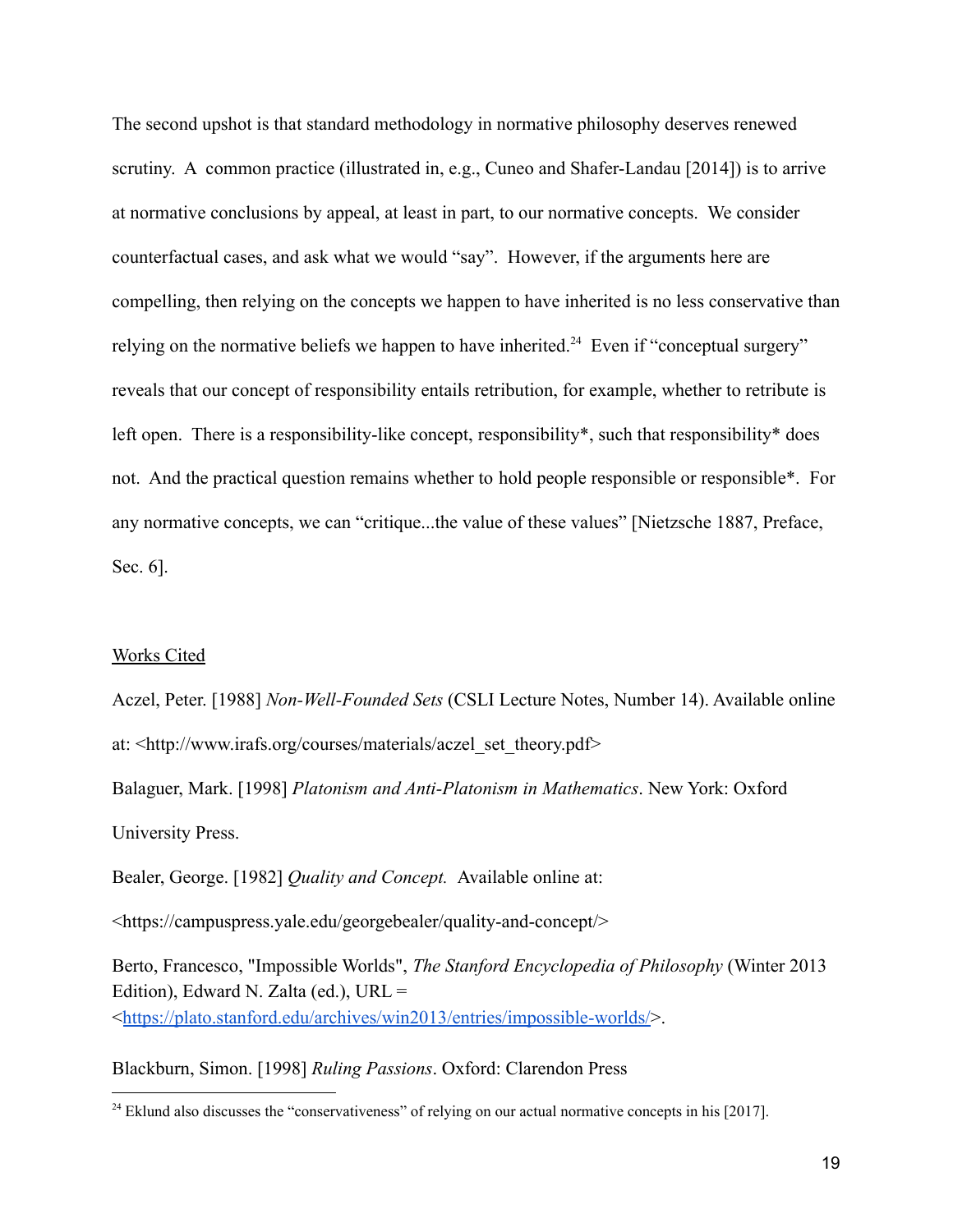The second upshot is that standard methodology in normative philosophy deserves renewed scrutiny. A common practice (illustrated in, e.g., Cuneo and Shafer-Landau [2014]) is to arrive at normative conclusions by appeal, at least in part, to our normative concepts. We consider counterfactual cases, and ask what we would "say". However, if the arguments here are compelling, then relying on the concepts we happen to have inherited is no less conservative than relying on the normative beliefs we happen to have inherited.[24] Even if "conceptual surgery" reveals that our concept of responsibility entails retribution, for example, whether to retribute is left open. There is a responsibility-like concept, responsibility*, such that responsibility* does not. And the practical question remains whether to hold people responsible or responsible*. For any normative concepts, we can "critique...the value of these values" [Nietzsche 1887, Preface, Sec. 6].

## Works Cited

Aczel, Peter. [1988] *Non-Well-Founded Sets* (CSLI Lecture Notes, Number 14). Available online at: <http://www.irafs.org/courses/materials/aczel_set_theory.pdf>

Balaguer, Mark. [1998] *Platonism and Anti-Platonism in Mathematics*. New York: Oxford University Press.

Bealer, George. [1982] *Quality and Concept.* Available online at: <https://campuspress.yale.edu/georgebealer/quality-and-concept/>

Berto, Francesco, "Impossible Worlds", *The Stanford Encyclopedia of Philosophy* (Winter 2013 Edition), Edward N. Zalta (ed.), URL = <https://plato.stanford.edu/archives/win2013/entries/impossible-worlds/>.

Blackburn, Simon. [1998] *Ruling Passions*. Oxford: Clarendon Press

[24] Eklund also discusses the "conservativeness" of relying on our actual normative concepts in his [2017].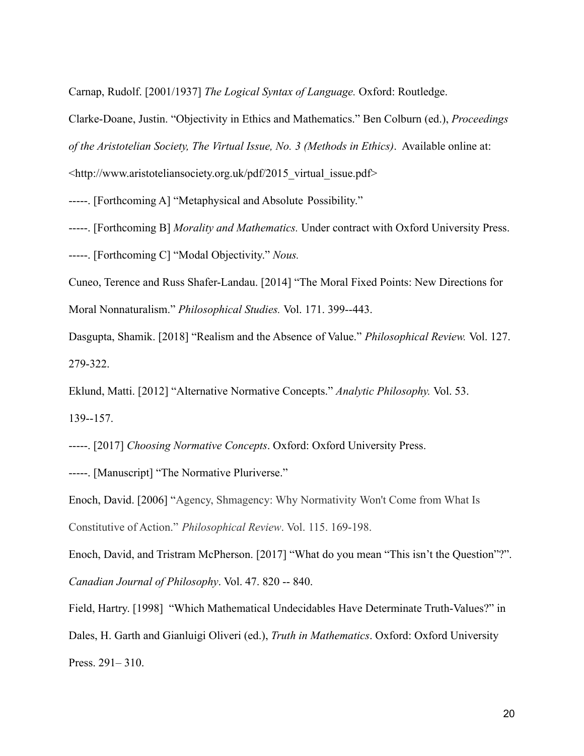Carnap, Rudolf. [2001/1937] *The Logical Syntax of Language.* Oxford: Routledge.

Clarke-Doane, Justin. "Objectivity in Ethics and Mathematics." Ben Colburn (ed.), *Proceedings of the Aristotelian Society, The Virtual Issue, No. 3 (Methods in Ethics)*. Available online at: <http://www.aristoteliansociety.org.uk/pdf/2015_virtual_issue.pdf>

-----. [Forthcoming A] "Metaphysical and Absolute Possibility."

-----. [Forthcoming B] *Morality and Mathematics.* Under contract with Oxford University Press.

-----. [Forthcoming C] "Modal Objectivity." *Nous.*

Cuneo, Terence and Russ Shafer-Landau. [2014] "The Moral Fixed Points: New Directions for Moral Nonnaturalism." *Philosophical Studies.* Vol. 171. 399--443.

Dasgupta, Shamik. [2018] "Realism and the Absence of Value." *Philosophical Review.* Vol. 127. 279-322.

Eklund, Matti. [2012] "Alternative Normative Concepts." *Analytic Philosophy.* Vol. 53. 139--157.

-----. [2017] *Choosing Normative Concepts*. Oxford: Oxford University Press.

-----. [Manuscript] "The Normative Pluriverse."

Enoch, David. [2006] "Agency, Shmagency: Why Normativity Won't Come from What Is Constitutive of Action." *Philosophical Review*. Vol. 115. 169-198.

Enoch, David, and Tristram McPherson. [2017] "What do you mean "This isn't the Question"?". *Canadian Journal of Philosophy*. Vol. 47. 820 -- 840.

Field, Hartry. [1998] "Which Mathematical Undecidables Have Determinate Truth-Values?" in Dales, H. Garth and Gianluigi Oliveri (ed.), *Truth in Mathematics*. Oxford: Oxford University Press. 291– 310.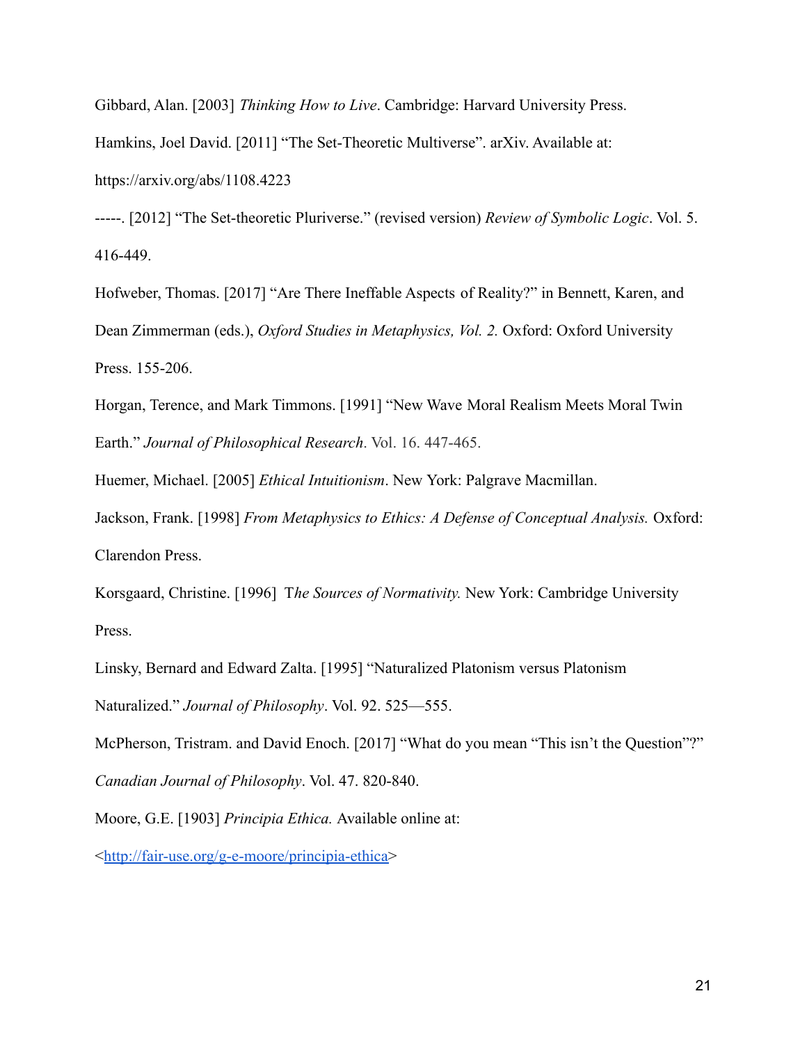Gibbard, Alan. [2003] *Thinking How to Live*. Cambridge: Harvard University Press.

Hamkins, Joel David. [2011] "The Set-Theoretic Multiverse". arXiv. Available at: https://arxiv.org/abs/1108.4223

-----. [2012] "The Set-theoretic Pluriverse." (revised version) *Review of Symbolic Logic*. Vol. 5. 416-449.

Hofweber, Thomas. [2017] "Are There Ineffable Aspects of Reality?" in Bennett, Karen, and Dean Zimmerman (eds.), *Oxford Studies in Metaphysics, Vol. 2.* Oxford: Oxford University Press. 155-206.

Horgan, Terence, and Mark Timmons. [1991] "New Wave Moral Realism Meets Moral Twin Earth." *Journal of Philosophical Research*. Vol. 16. 447-465.

Huemer, Michael. [2005] *Ethical Intuitionism*. New York: Palgrave Macmillan.

Jackson, Frank. [1998] *From Metaphysics to Ethics: A Defense of Conceptual Analysis.* Oxford: Clarendon Press.

Korsgaard, Christine. [1996] T*he Sources of Normativity.* New York: Cambridge University Press.

Linsky, Bernard and Edward Zalta. [1995] "Naturalized Platonism versus Platonism Naturalized." *Journal of Philosophy*. Vol. 92. 525—555.

McPherson, Tristram. and David Enoch. [2017] "What do you mean "This isn't the Question"?" *Canadian Journal of Philosophy*. Vol. 47. 820-840.

Moore, G.E. [1903] *Principia Ethica.* Available online at: <http://fair-use.org/g-e-moore/principia-ethica>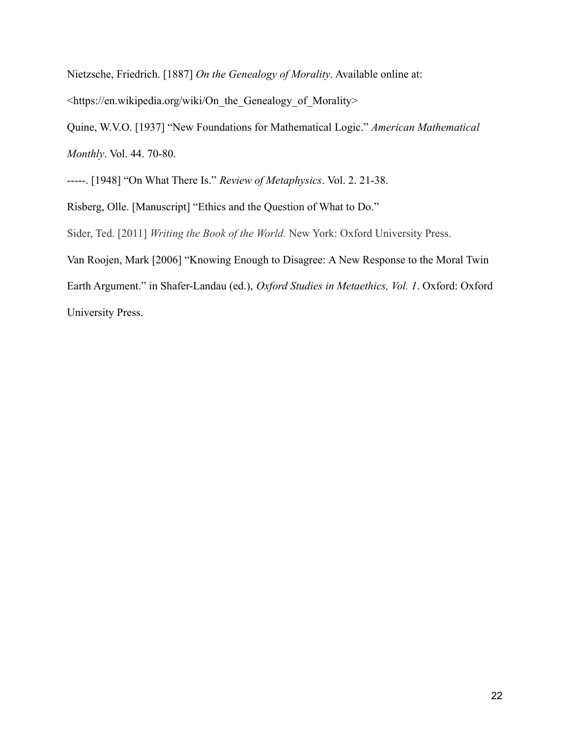Nietzsche, Friedrich. [1887] *On the Genealogy of Morality*. Available online at: <https://en.wikipedia.org/wiki/On_the_Genealogy_of_Morality>

Quine, W.V.O. [1937] "New Foundations for Mathematical Logic." *American Mathematical Monthly*. Vol. 44. 70-80.

-----. [1948] "On What There Is." *Review of Metaphysics*. Vol. 2. 21-38.

Risberg, Olle. [Manuscript] "Ethics and the Question of What to Do."

Sider, Ted. [2011] *Writing the Book of the World.* New York: Oxford University Press.

Van Roojen, Mark [2006] "Knowing Enough to Disagree: A New Response to the Moral Twin Earth Argument." in Shafer-Landau (ed.), *Oxford Studies in Metaethics, Vol. 1*. Oxford: Oxford University Press.